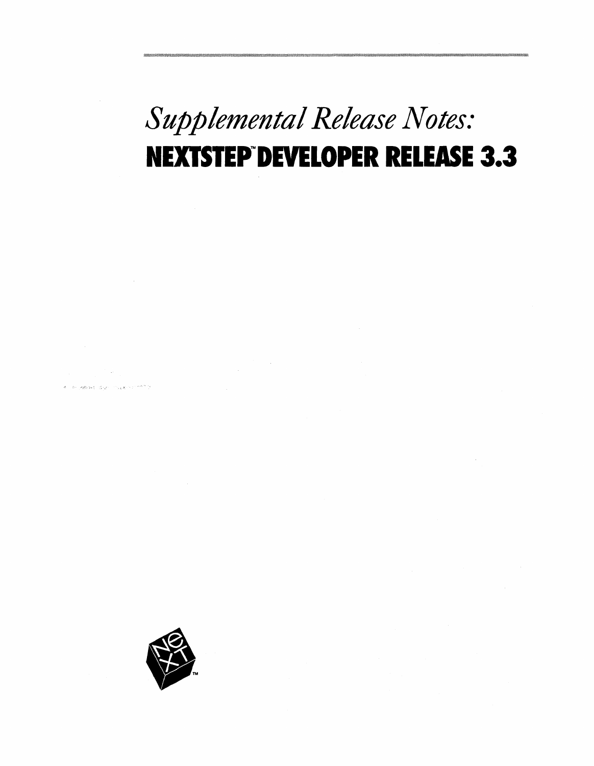*Supplemental Release Notes:*

# NEXTSTEP™ DEVELOPER RELEASE 3.3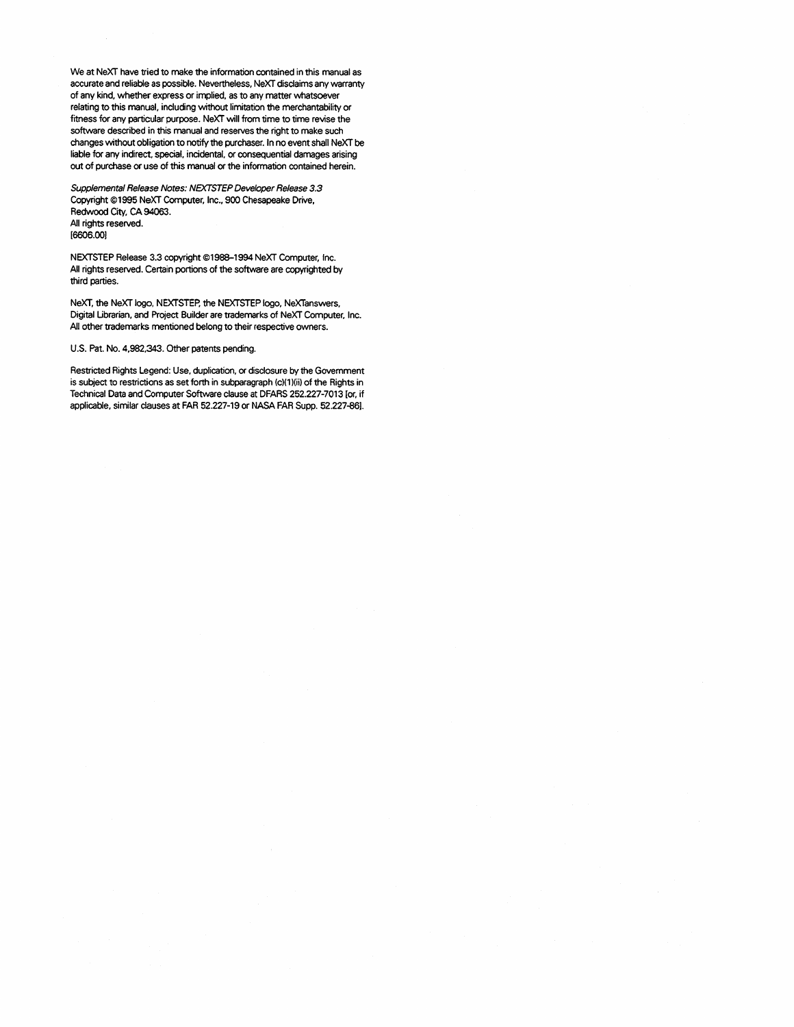We at NeXT have tried to make the information contained in this manual as accurate and reliable as possible. Nevertheless, NeXT disclaims any warranty of any kind, whether express or implied, as to any matter whatsoever relating to this manual, including without limitation the merchantability or fitness for any particular purpose. NeXT will from time to time revise the software described in this manual and reserves the right to make such changes without obligation to notify the purchaser. In no event shall NeXT be liable for any indirect, special, incidental, or consequential damages arising out of purchase or use of this manual or the information contained herein.

*Supplemental Release Notes: NEXTSTEP Developer Release 3.3*
Copyright ©1995 NeXT Computer, Inc., 900 Chesapeake Drive,
Redwood City, CA 94063.
All rights reserved.
[6606.00]

NEXTSTEP Release 3.3 copyright ©1988–1994 NeXT Computer, Inc.
All rights reserved. Certain portions of the software are copyrighted by third parties.

NeXT, the NeXT logo, NEXTSTEP, the NEXTSTEP logo, NeXTanswers, Digital Librarian, and Project Builder are trademarks of NeXT Computer, Inc. All other trademarks mentioned belong to their respective owners.

U.S. Pat. No. 4,982,343. Other patents pending.

Restricted Rights Legend: Use, duplication, or disclosure by the Government is subject to restrictions as set forth in subparagraph (c)(1)(ii) of the Rights in Technical Data and Computer Software clause at DFARS 252.227-7013 [or, if applicable, similar clauses at FAR 52.227-19 or NASA FAR Supp. 52.227-86].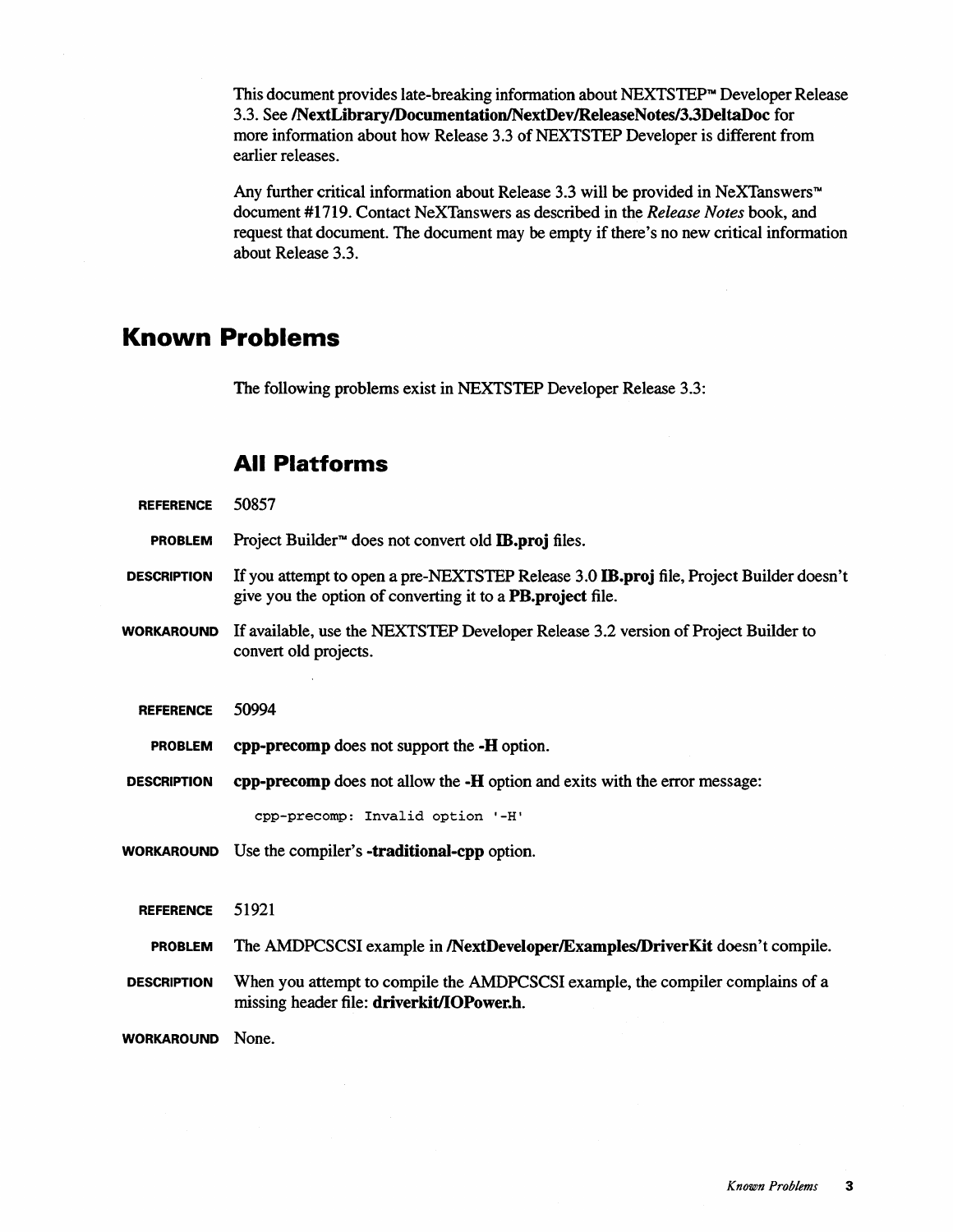This document provides late-breaking information about NEXTSTEP™ Developer Release 3.3. See **/NextLibrary/Documentation/NextDev/ReleaseNotes/3.3DeltaDoc** for more information about how Release 3.3 of NEXTSTEP Developer is different from earlier releases.

Any further critical information about Release 3.3 will be provided in NeXTanswers™ document #1719. Contact NeXTanswers as described in the *Release Notes* book, and request that document. The document may be empty if there's no new critical information about Release 3.3.

# Known Problems

The following problems exist in NEXTSTEP Developer Release 3.3:

## All Platforms

**REFERENCE** 50857

**PROBLEM** Project Builder™ does not convert old **IB.proj** files.

**DESCRIPTION** If you attempt to open a pre-NEXTSTEP Release 3.0 **IB.proj** file, Project Builder doesn't give you the option of converting it to a **PB.project** file.

**WORKAROUND** If available, use the NEXTSTEP Developer Release 3.2 version of Project Builder to convert old projects.

**REFERENCE** 50994

**PROBLEM** **cpp-precomp** does not support the **-H** option.

**DESCRIPTION** **cpp-precomp** does not allow the **-H** option and exits with the error message:

```
cpp-precomp: Invalid option '-H'
```

**WORKAROUND** Use the compiler's **-traditional-cpp** option.

**REFERENCE** 51921

**PROBLEM** The AMDPCSCSI example in **/NextDeveloper/Examples/DriverKit** doesn't compile.

**DESCRIPTION** When you attempt to compile the AMDPCSCSI example, the compiler complains of a missing header file: **driverkit/IOPower.h**.

**WORKAROUND** None.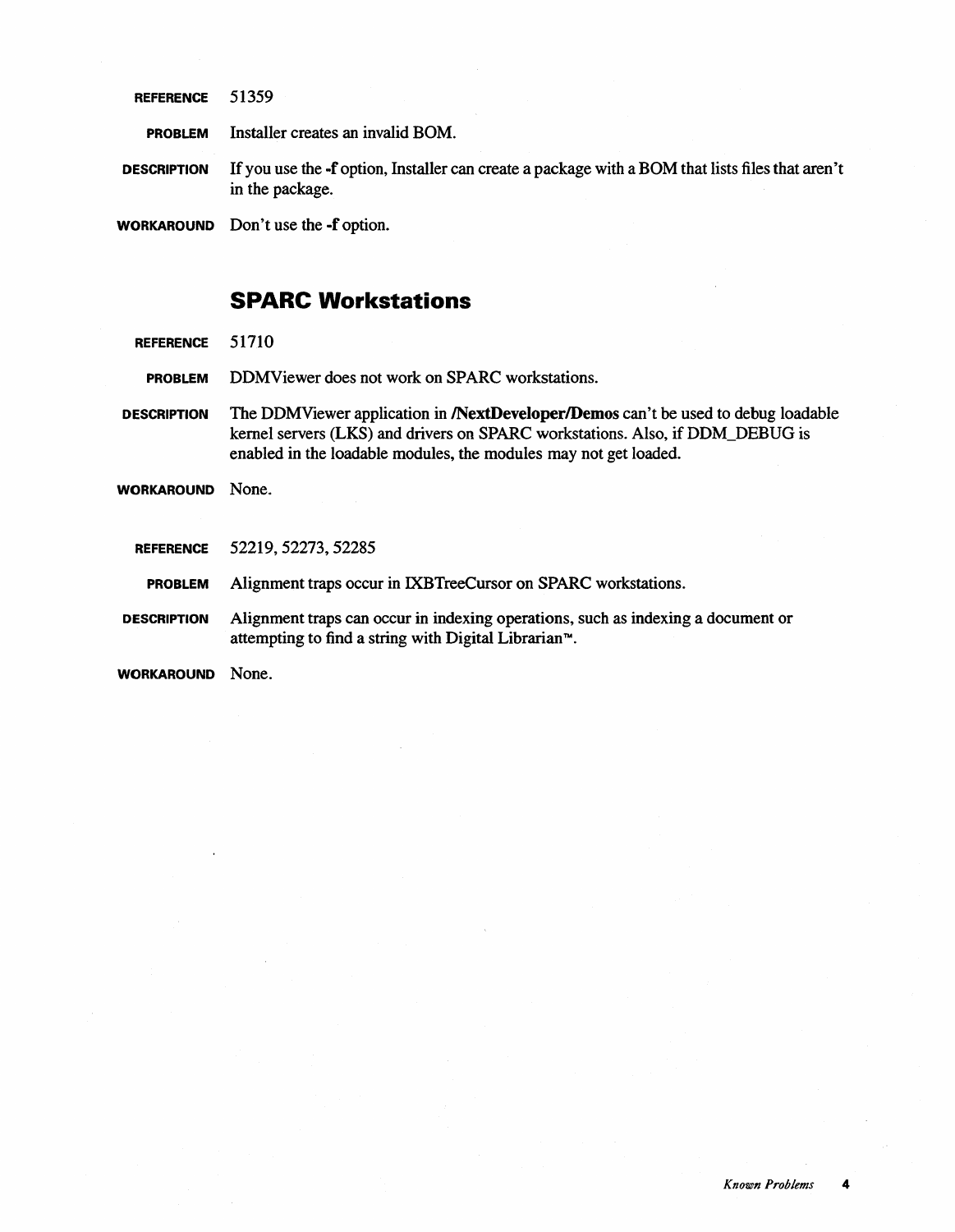**REFERENCE** 51359

**PROBLEM** Installer creates an invalid BOM.

**DESCRIPTION** If you use the **-f** option, Installer can create a package with a BOM that lists files that aren't in the package.

**WORKAROUND** Don't use the **-f** option.

## SPARC Workstations

**REFERENCE** 51710

**PROBLEM** DDMViewer does not work on SPARC workstations.

**DESCRIPTION** The DDMViewer application in **/NextDeveloper/Demos** can't be used to debug loadable kernel servers (LKS) and drivers on SPARC workstations. Also, if DDM_DEBUG is enabled in the loadable modules, the modules may not get loaded.

**WORKAROUND** None.

**REFERENCE** 52219, 52273, 52285

**PROBLEM** Alignment traps occur in IXBTreeCursor on SPARC workstations.

**DESCRIPTION** Alignment traps can occur in indexing operations, such as indexing a document or attempting to find a string with Digital Librarian™.

**WORKAROUND** None.